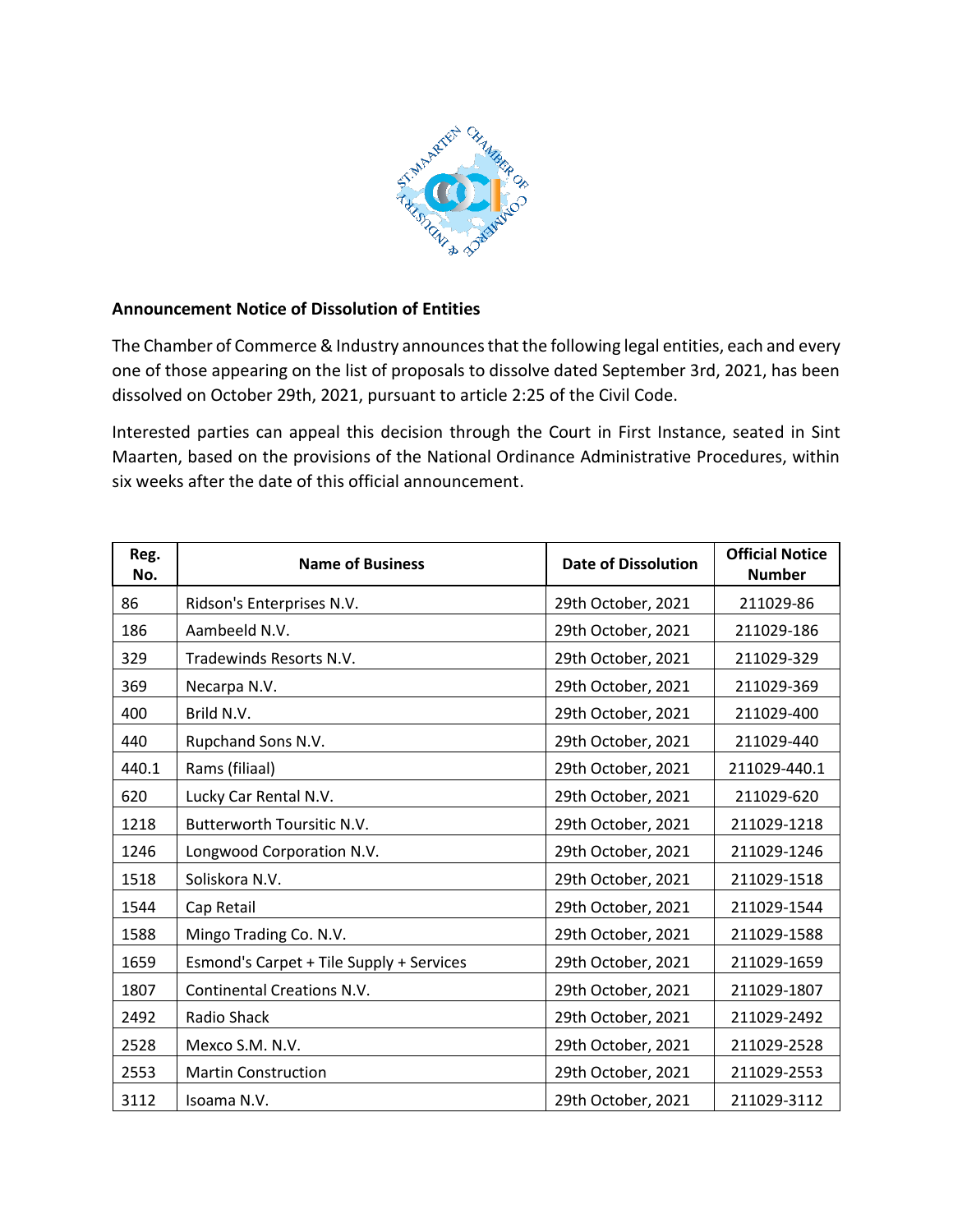**Announcement Notice of Dissolution of Entities**

The Chamber of Commerce & Industry announces that the following legal entities, each and every one of those appearing on the list of proposals to dissolve dated September 3rd, 2021, has been dissolved on October 29th, 2021, pursuant to article 2:25 of the Civil Code.

Interested parties can appeal this decision through the Court in First Instance, seated in Sint Maarten, based on the provisions of the National Ordinance Administrative Procedures, within six weeks after the date of this official announcement.

| Reg. No. | Name of Business | Date of Dissolution | Official Notice Number |
|---|---|---|---|
| 86 | Ridson's Enterprises N.V. | 29th October, 2021 | 211029-86 |
| 186 | Aambeeld N.V. | 29th October, 2021 | 211029-186 |
| 329 | Tradewinds Resorts N.V. | 29th October, 2021 | 211029-329 |
| 369 | Necarpa N.V. | 29th October, 2021 | 211029-369 |
| 400 | Brild N.V. | 29th October, 2021 | 211029-400 |
| 440 | Rupchand Sons N.V. | 29th October, 2021 | 211029-440 |
| 440.1 | Rams (filiaal) | 29th October, 2021 | 211029-440.1 |
| 620 | Lucky Car Rental N.V. | 29th October, 2021 | 211029-620 |
| 1218 | Butterworth Toursitic N.V. | 29th October, 2021 | 211029-1218 |
| 1246 | Longwood Corporation N.V. | 29th October, 2021 | 211029-1246 |
| 1518 | Soliskora N.V. | 29th October, 2021 | 211029-1518 |
| 1544 | Cap Retail | 29th October, 2021 | 211029-1544 |
| 1588 | Mingo Trading Co. N.V. | 29th October, 2021 | 211029-1588 |
| 1659 | Esmond's Carpet + Tile Supply + Services | 29th October, 2021 | 211029-1659 |
| 1807 | Continental Creations N.V. | 29th October, 2021 | 211029-1807 |
| 2492 | Radio Shack | 29th October, 2021 | 211029-2492 |
| 2528 | Mexco S.M. N.V. | 29th October, 2021 | 211029-2528 |
| 2553 | Martin Construction | 29th October, 2021 | 211029-2553 |
| 3112 | Isoama N.V. | 29th October, 2021 | 211029-3112 |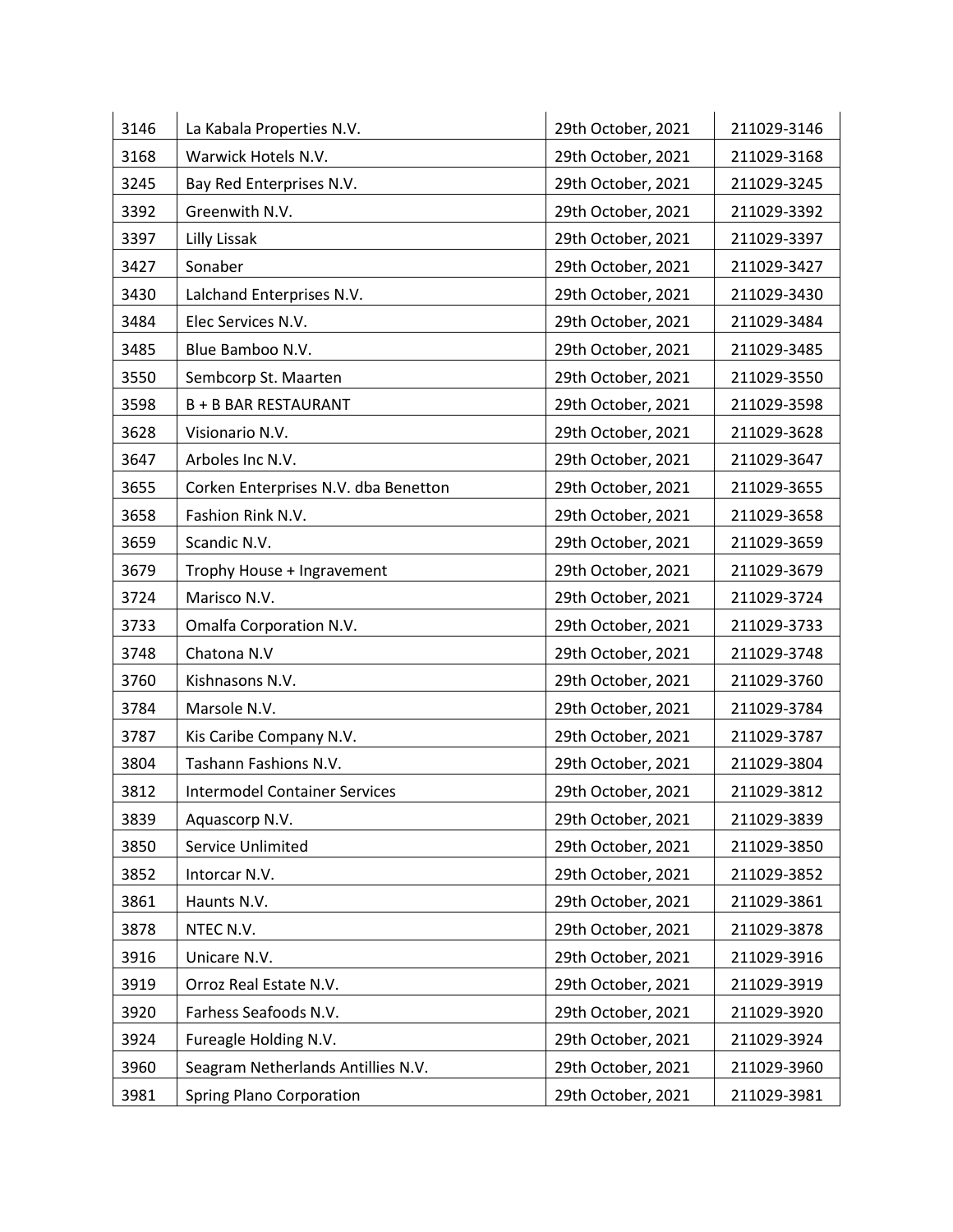| 3146 | La Kabala Properties N.V. | 29th October, 2021 | 211029-3146 |
|---|---|---|---|
| 3168 | Warwick Hotels N.V. | 29th October, 2021 | 211029-3168 |
| 3245 | Bay Red Enterprises N.V. | 29th October, 2021 | 211029-3245 |
| 3392 | Greenwith N.V. | 29th October, 2021 | 211029-3392 |
| 3397 | Lilly Lissak | 29th October, 2021 | 211029-3397 |
| 3427 | Sonaber | 29th October, 2021 | 211029-3427 |
| 3430 | Lalchand Enterprises N.V. | 29th October, 2021 | 211029-3430 |
| 3484 | Elec Services N.V. | 29th October, 2021 | 211029-3484 |
| 3485 | Blue Bamboo N.V. | 29th October, 2021 | 211029-3485 |
| 3550 | Sembcorp St. Maarten | 29th October, 2021 | 211029-3550 |
| 3598 | B + B BAR RESTAURANT | 29th October, 2021 | 211029-3598 |
| 3628 | Visionario N.V. | 29th October, 2021 | 211029-3628 |
| 3647 | Arboles Inc N.V. | 29th October, 2021 | 211029-3647 |
| 3655 | Corken Enterprises N.V. dba Benetton | 29th October, 2021 | 211029-3655 |
| 3658 | Fashion Rink N.V. | 29th October, 2021 | 211029-3658 |
| 3659 | Scandic N.V. | 29th October, 2021 | 211029-3659 |
| 3679 | Trophy House + Ingravement | 29th October, 2021 | 211029-3679 |
| 3724 | Marisco N.V. | 29th October, 2021 | 211029-3724 |
| 3733 | Omalfa Corporation N.V. | 29th October, 2021 | 211029-3733 |
| 3748 | Chatona N.V | 29th October, 2021 | 211029-3748 |
| 3760 | Kishnasons N.V. | 29th October, 2021 | 211029-3760 |
| 3784 | Marsole N.V. | 29th October, 2021 | 211029-3784 |
| 3787 | Kis Caribe Company N.V. | 29th October, 2021 | 211029-3787 |
| 3804 | Tashann Fashions N.V. | 29th October, 2021 | 211029-3804 |
| 3812 | Intermodel Container Services | 29th October, 2021 | 211029-3812 |
| 3839 | Aquascorp N.V. | 29th October, 2021 | 211029-3839 |
| 3850 | Service Unlimited | 29th October, 2021 | 211029-3850 |
| 3852 | Intorcar N.V. | 29th October, 2021 | 211029-3852 |
| 3861 | Haunts N.V. | 29th October, 2021 | 211029-3861 |
| 3878 | NTEC N.V. | 29th October, 2021 | 211029-3878 |
| 3916 | Unicare N.V. | 29th October, 2021 | 211029-3916 |
| 3919 | Orroz Real Estate N.V. | 29th October, 2021 | 211029-3919 |
| 3920 | Farhess Seafoods N.V. | 29th October, 2021 | 211029-3920 |
| 3924 | Fureagle Holding N.V. | 29th October, 2021 | 211029-3924 |
| 3960 | Seagram Netherlands Antillies N.V. | 29th October, 2021 | 211029-3960 |
| 3981 | Spring Plano Corporation | 29th October, 2021 | 211029-3981 |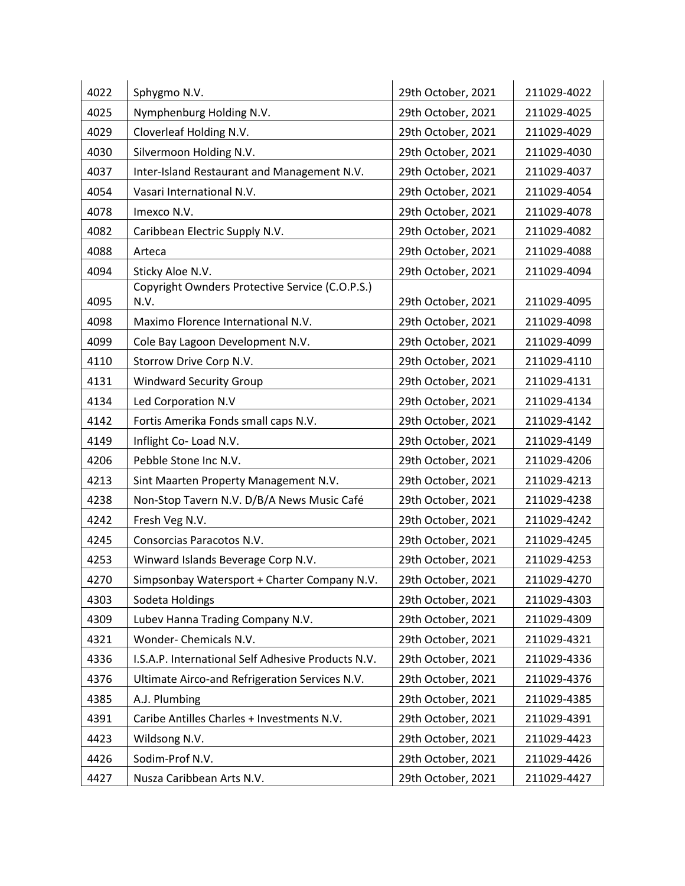| 4022 | Sphygmo N.V. | 29th October, 2021 | 211029-4022 |
|---|---|---|---|
| 4025 | Nymphenburg Holding N.V. | 29th October, 2021 | 211029-4025 |
| 4029 | Cloverleaf Holding N.V. | 29th October, 2021 | 211029-4029 |
| 4030 | Silvermoon Holding N.V. | 29th October, 2021 | 211029-4030 |
| 4037 | Inter-Island Restaurant and Management N.V. | 29th October, 2021 | 211029-4037 |
| 4054 | Vasari International N.V. | 29th October, 2021 | 211029-4054 |
| 4078 | Imexco N.V. | 29th October, 2021 | 211029-4078 |
| 4082 | Caribbean Electric Supply N.V. | 29th October, 2021 | 211029-4082 |
| 4088 | Arteca | 29th October, 2021 | 211029-4088 |
| 4094 | Sticky Aloe N.V. | 29th October, 2021 | 211029-4094 |
| 4095 | Copyright Ownders Protective Service (C.O.P.S.) N.V. | 29th October, 2021 | 211029-4095 |
| 4098 | Maximo Florence International N.V. | 29th October, 2021 | 211029-4098 |
| 4099 | Cole Bay Lagoon Development N.V. | 29th October, 2021 | 211029-4099 |
| 4110 | Storrow Drive Corp N.V. | 29th October, 2021 | 211029-4110 |
| 4131 | Windward Security Group | 29th October, 2021 | 211029-4131 |
| 4134 | Led Corporation N.V | 29th October, 2021 | 211029-4134 |
| 4142 | Fortis Amerika Fonds small caps N.V. | 29th October, 2021 | 211029-4142 |
| 4149 | Inflight Co- Load N.V. | 29th October, 2021 | 211029-4149 |
| 4206 | Pebble Stone Inc N.V. | 29th October, 2021 | 211029-4206 |
| 4213 | Sint Maarten Property Management N.V. | 29th October, 2021 | 211029-4213 |
| 4238 | Non-Stop Tavern N.V. D/B/A News Music Café | 29th October, 2021 | 211029-4238 |
| 4242 | Fresh Veg N.V. | 29th October, 2021 | 211029-4242 |
| 4245 | Consorcias Paracotos N.V. | 29th October, 2021 | 211029-4245 |
| 4253 | Winward Islands Beverage Corp N.V. | 29th October, 2021 | 211029-4253 |
| 4270 | Simpsonbay Watersport + Charter Company N.V. | 29th October, 2021 | 211029-4270 |
| 4303 | Sodeta Holdings | 29th October, 2021 | 211029-4303 |
| 4309 | Lubev Hanna Trading Company N.V. | 29th October, 2021 | 211029-4309 |
| 4321 | Wonder- Chemicals N.V. | 29th October, 2021 | 211029-4321 |
| 4336 | I.S.A.P. International Self Adhesive Products N.V. | 29th October, 2021 | 211029-4336 |
| 4376 | Ultimate Airco-and Refrigeration Services N.V. | 29th October, 2021 | 211029-4376 |
| 4385 | A.J. Plumbing | 29th October, 2021 | 211029-4385 |
| 4391 | Caribe Antilles Charles + Investments N.V. | 29th October, 2021 | 211029-4391 |
| 4423 | Wildsong N.V. | 29th October, 2021 | 211029-4423 |
| 4426 | Sodim-Prof N.V. | 29th October, 2021 | 211029-4426 |
| 4427 | Nusza Caribbean Arts N.V. | 29th October, 2021 | 211029-4427 |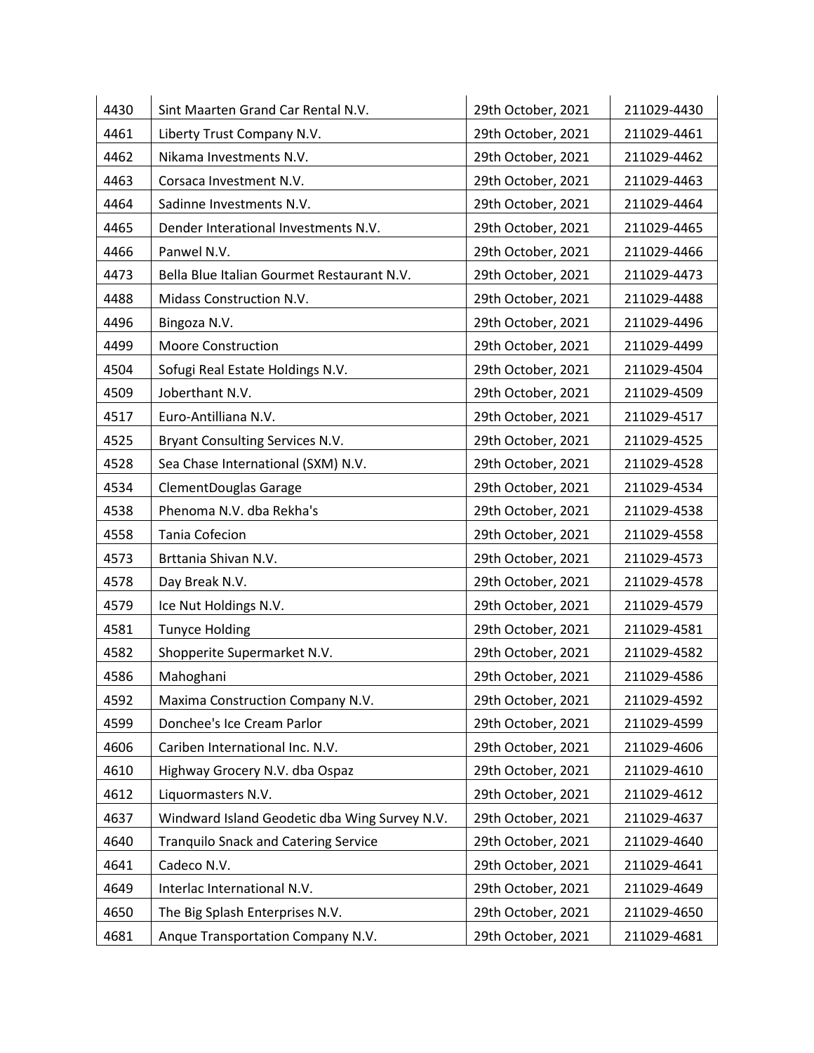| | | | |
|---|---|---|---|
| 4430 | Sint Maarten Grand Car Rental N.V. | 29th October, 2021 | 211029-4430 |
| 4461 | Liberty Trust Company N.V. | 29th October, 2021 | 211029-4461 |
| 4462 | Nikama Investments N.V. | 29th October, 2021 | 211029-4462 |
| 4463 | Corsaca Investment N.V. | 29th October, 2021 | 211029-4463 |
| 4464 | Sadinne Investments N.V. | 29th October, 2021 | 211029-4464 |
| 4465 | Dender Interational Investments N.V. | 29th October, 2021 | 211029-4465 |
| 4466 | Panwel N.V. | 29th October, 2021 | 211029-4466 |
| 4473 | Bella Blue Italian Gourmet Restaurant N.V. | 29th October, 2021 | 211029-4473 |
| 4488 | Midass Construction N.V. | 29th October, 2021 | 211029-4488 |
| 4496 | Bingoza N.V. | 29th October, 2021 | 211029-4496 |
| 4499 | Moore Construction | 29th October, 2021 | 211029-4499 |
| 4504 | Sofugi Real Estate Holdings N.V. | 29th October, 2021 | 211029-4504 |
| 4509 | Joberthant N.V. | 29th October, 2021 | 211029-4509 |
| 4517 | Euro-Antilliana N.V. | 29th October, 2021 | 211029-4517 |
| 4525 | Bryant Consulting Services N.V. | 29th October, 2021 | 211029-4525 |
| 4528 | Sea Chase International (SXM) N.V. | 29th October, 2021 | 211029-4528 |
| 4534 | ClementDouglas Garage | 29th October, 2021 | 211029-4534 |
| 4538 | Phenoma N.V. dba Rekha's | 29th October, 2021 | 211029-4538 |
| 4558 | Tania Cofecion | 29th October, 2021 | 211029-4558 |
| 4573 | Brttania Shivan N.V. | 29th October, 2021 | 211029-4573 |
| 4578 | Day Break N.V. | 29th October, 2021 | 211029-4578 |
| 4579 | Ice Nut Holdings N.V. | 29th October, 2021 | 211029-4579 |
| 4581 | Tunyce Holding | 29th October, 2021 | 211029-4581 |
| 4582 | Shopperite Supermarket N.V. | 29th October, 2021 | 211029-4582 |
| 4586 | Mahoghani | 29th October, 2021 | 211029-4586 |
| 4592 | Maxima Construction Company N.V. | 29th October, 2021 | 211029-4592 |
| 4599 | Donchee's Ice Cream Parlor | 29th October, 2021 | 211029-4599 |
| 4606 | Cariben International Inc. N.V. | 29th October, 2021 | 211029-4606 |
| 4610 | Highway Grocery N.V. dba Ospaz | 29th October, 2021 | 211029-4610 |
| 4612 | Liquormasters N.V. | 29th October, 2021 | 211029-4612 |
| 4637 | Windward Island Geodetic dba Wing Survey N.V. | 29th October, 2021 | 211029-4637 |
| 4640 | Tranquilo Snack and Catering Service | 29th October, 2021 | 211029-4640 |
| 4641 | Cadeco N.V. | 29th October, 2021 | 211029-4641 |
| 4649 | Interlac International N.V. | 29th October, 2021 | 211029-4649 |
| 4650 | The Big Splash Enterprises N.V. | 29th October, 2021 | 211029-4650 |
| 4681 | Anque Transportation Company N.V. | 29th October, 2021 | 211029-4681 |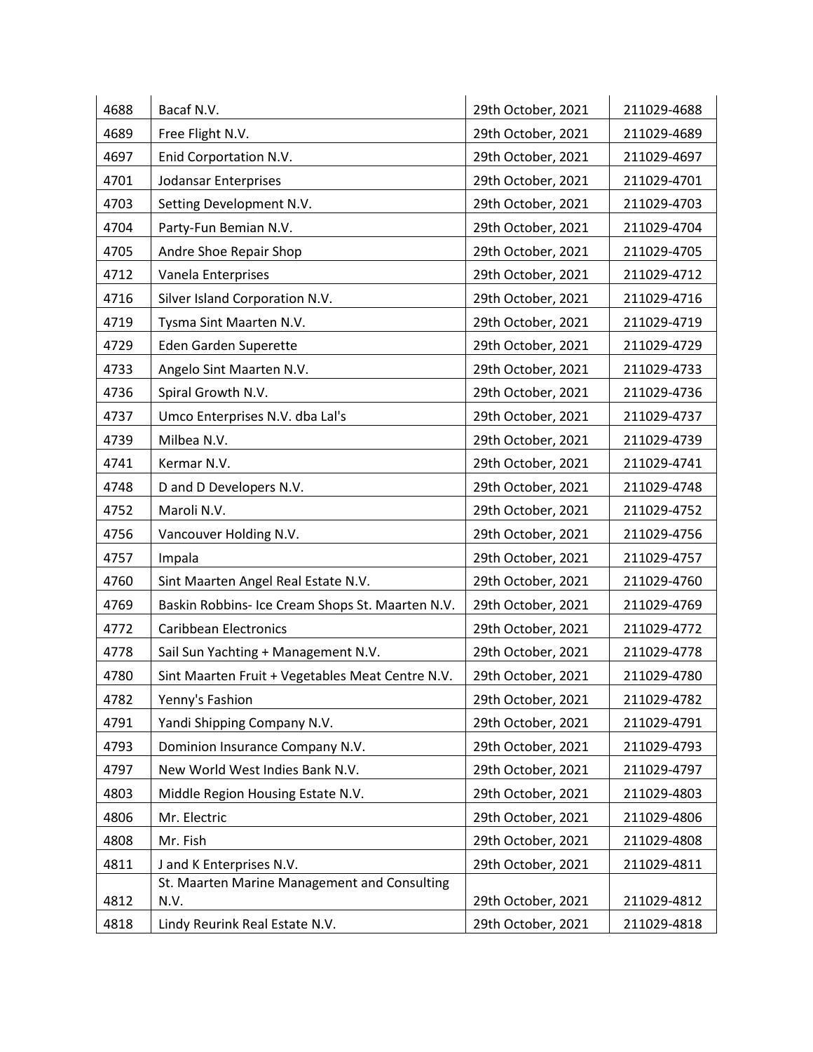| 4688 | Bacaf N.V. | 29th October, 2021 | 211029-4688 |
|---|---|---|---|
| 4689 | Free Flight N.V. | 29th October, 2021 | 211029-4689 |
| 4697 | Enid Corportation N.V. | 29th October, 2021 | 211029-4697 |
| 4701 | Jodansar Enterprises | 29th October, 2021 | 211029-4701 |
| 4703 | Setting Development N.V. | 29th October, 2021 | 211029-4703 |
| 4704 | Party-Fun Bemian N.V. | 29th October, 2021 | 211029-4704 |
| 4705 | Andre Shoe Repair Shop | 29th October, 2021 | 211029-4705 |
| 4712 | Vanela Enterprises | 29th October, 2021 | 211029-4712 |
| 4716 | Silver Island Corporation N.V. | 29th October, 2021 | 211029-4716 |
| 4719 | Tysma Sint Maarten N.V. | 29th October, 2021 | 211029-4719 |
| 4729 | Eden Garden Superette | 29th October, 2021 | 211029-4729 |
| 4733 | Angelo Sint Maarten N.V. | 29th October, 2021 | 211029-4733 |
| 4736 | Spiral Growth N.V. | 29th October, 2021 | 211029-4736 |
| 4737 | Umco Enterprises N.V. dba Lal's | 29th October, 2021 | 211029-4737 |
| 4739 | Milbea N.V. | 29th October, 2021 | 211029-4739 |
| 4741 | Kermar N.V. | 29th October, 2021 | 211029-4741 |
| 4748 | D and D Developers N.V. | 29th October, 2021 | 211029-4748 |
| 4752 | Maroli N.V. | 29th October, 2021 | 211029-4752 |
| 4756 | Vancouver Holding N.V. | 29th October, 2021 | 211029-4756 |
| 4757 | Impala | 29th October, 2021 | 211029-4757 |
| 4760 | Sint Maarten Angel Real Estate N.V. | 29th October, 2021 | 211029-4760 |
| 4769 | Baskin Robbins- Ice Cream Shops St. Maarten N.V. | 29th October, 2021 | 211029-4769 |
| 4772 | Caribbean Electronics | 29th October, 2021 | 211029-4772 |
| 4778 | Sail Sun Yachting + Management N.V. | 29th October, 2021 | 211029-4778 |
| 4780 | Sint Maarten Fruit + Vegetables Meat Centre N.V. | 29th October, 2021 | 211029-4780 |
| 4782 | Yenny's Fashion | 29th October, 2021 | 211029-4782 |
| 4791 | Yandi Shipping Company N.V. | 29th October, 2021 | 211029-4791 |
| 4793 | Dominion Insurance Company N.V. | 29th October, 2021 | 211029-4793 |
| 4797 | New World West Indies Bank N.V. | 29th October, 2021 | 211029-4797 |
| 4803 | Middle Region Housing Estate N.V. | 29th October, 2021 | 211029-4803 |
| 4806 | Mr. Electric | 29th October, 2021 | 211029-4806 |
| 4808 | Mr. Fish | 29th October, 2021 | 211029-4808 |
| 4811 | J and K Enterprises N.V. | 29th October, 2021 | 211029-4811 |
| 4812 | St. Maarten Marine Management and Consulting N.V. | 29th October, 2021 | 211029-4812 |
| 4818 | Lindy Reurink Real Estate N.V. | 29th October, 2021 | 211029-4818 |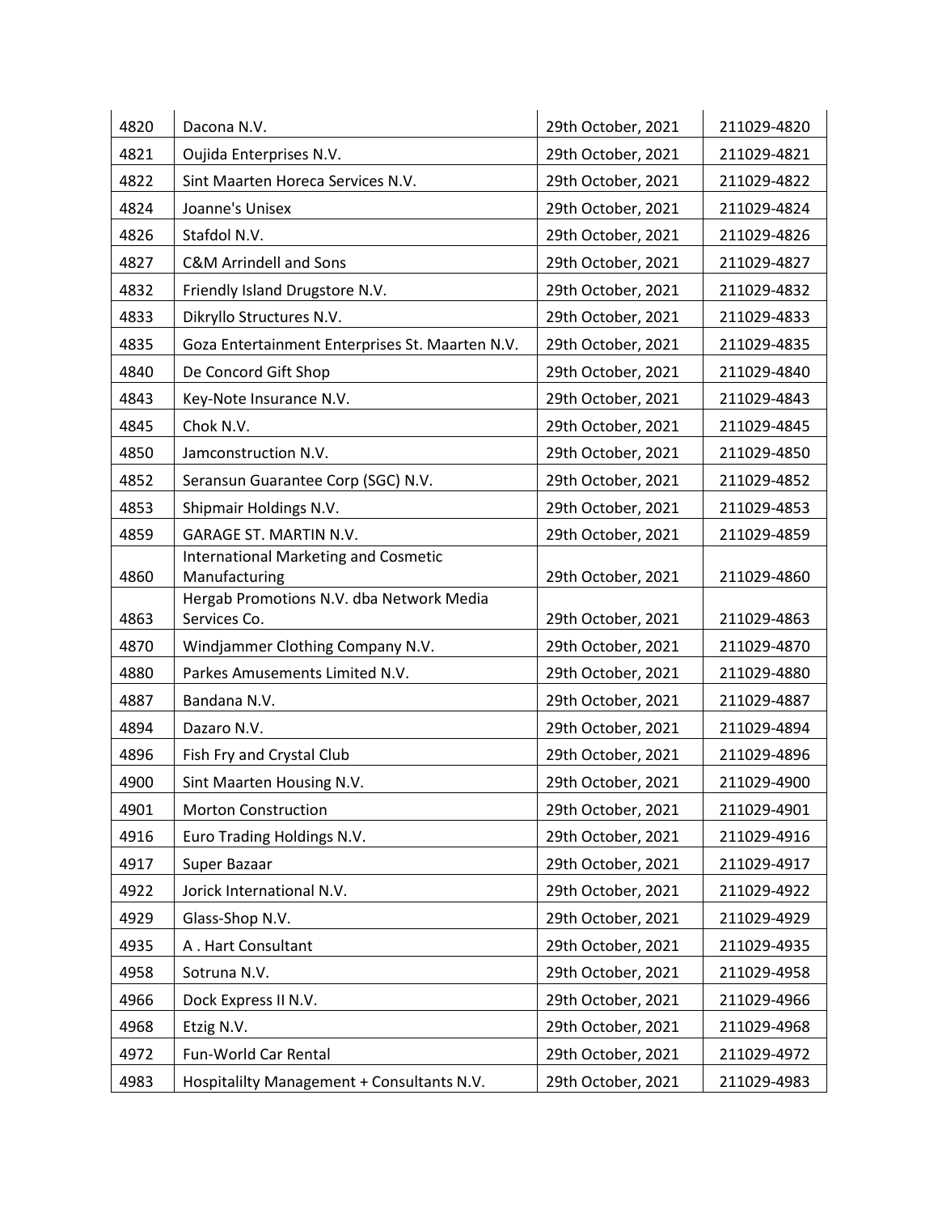| 4820 | Dacona N.V. | 29th October, 2021 | 211029-4820 |
|---|---|---|---|
| 4821 | Oujida Enterprises N.V. | 29th October, 2021 | 211029-4821 |
| 4822 | Sint Maarten Horeca Services N.V. | 29th October, 2021 | 211029-4822 |
| 4824 | Joanne's Unisex | 29th October, 2021 | 211029-4824 |
| 4826 | Stafdol N.V. | 29th October, 2021 | 211029-4826 |
| 4827 | C&M Arrindell and Sons | 29th October, 2021 | 211029-4827 |
| 4832 | Friendly Island Drugstore N.V. | 29th October, 2021 | 211029-4832 |
| 4833 | Dikryllo Structures N.V. | 29th October, 2021 | 211029-4833 |
| 4835 | Goza Entertainment Enterprises St. Maarten N.V. | 29th October, 2021 | 211029-4835 |
| 4840 | De Concord Gift Shop | 29th October, 2021 | 211029-4840 |
| 4843 | Key-Note Insurance N.V. | 29th October, 2021 | 211029-4843 |
| 4845 | Chok N.V. | 29th October, 2021 | 211029-4845 |
| 4850 | Jamconstruction N.V. | 29th October, 2021 | 211029-4850 |
| 4852 | Seransun Guarantee Corp (SGC) N.V. | 29th October, 2021 | 211029-4852 |
| 4853 | Shipmair Holdings N.V. | 29th October, 2021 | 211029-4853 |
| 4859 | GARAGE ST. MARTIN N.V. | 29th October, 2021 | 211029-4859 |
| 4860 | International Marketing and Cosmetic Manufacturing | 29th October, 2021 | 211029-4860 |
| 4863 | Hergab Promotions N.V. dba Network Media Services Co. | 29th October, 2021 | 211029-4863 |
| 4870 | Windjammer Clothing Company N.V. | 29th October, 2021 | 211029-4870 |
| 4880 | Parkes Amusements Limited N.V. | 29th October, 2021 | 211029-4880 |
| 4887 | Bandana N.V. | 29th October, 2021 | 211029-4887 |
| 4894 | Dazaro N.V. | 29th October, 2021 | 211029-4894 |
| 4896 | Fish Fry and Crystal Club | 29th October, 2021 | 211029-4896 |
| 4900 | Sint Maarten Housing N.V. | 29th October, 2021 | 211029-4900 |
| 4901 | Morton Construction | 29th October, 2021 | 211029-4901 |
| 4916 | Euro Trading Holdings N.V. | 29th October, 2021 | 211029-4916 |
| 4917 | Super Bazaar | 29th October, 2021 | 211029-4917 |
| 4922 | Jorick International N.V. | 29th October, 2021 | 211029-4922 |
| 4929 | Glass-Shop N.V. | 29th October, 2021 | 211029-4929 |
| 4935 | A . Hart Consultant | 29th October, 2021 | 211029-4935 |
| 4958 | Sotruna N.V. | 29th October, 2021 | 211029-4958 |
| 4966 | Dock Express II N.V. | 29th October, 2021 | 211029-4966 |
| 4968 | Etzig N.V. | 29th October, 2021 | 211029-4968 |
| 4972 | Fun-World Car Rental | 29th October, 2021 | 211029-4972 |
| 4983 | Hospitalilty Management + Consultants N.V. | 29th October, 2021 | 211029-4983 |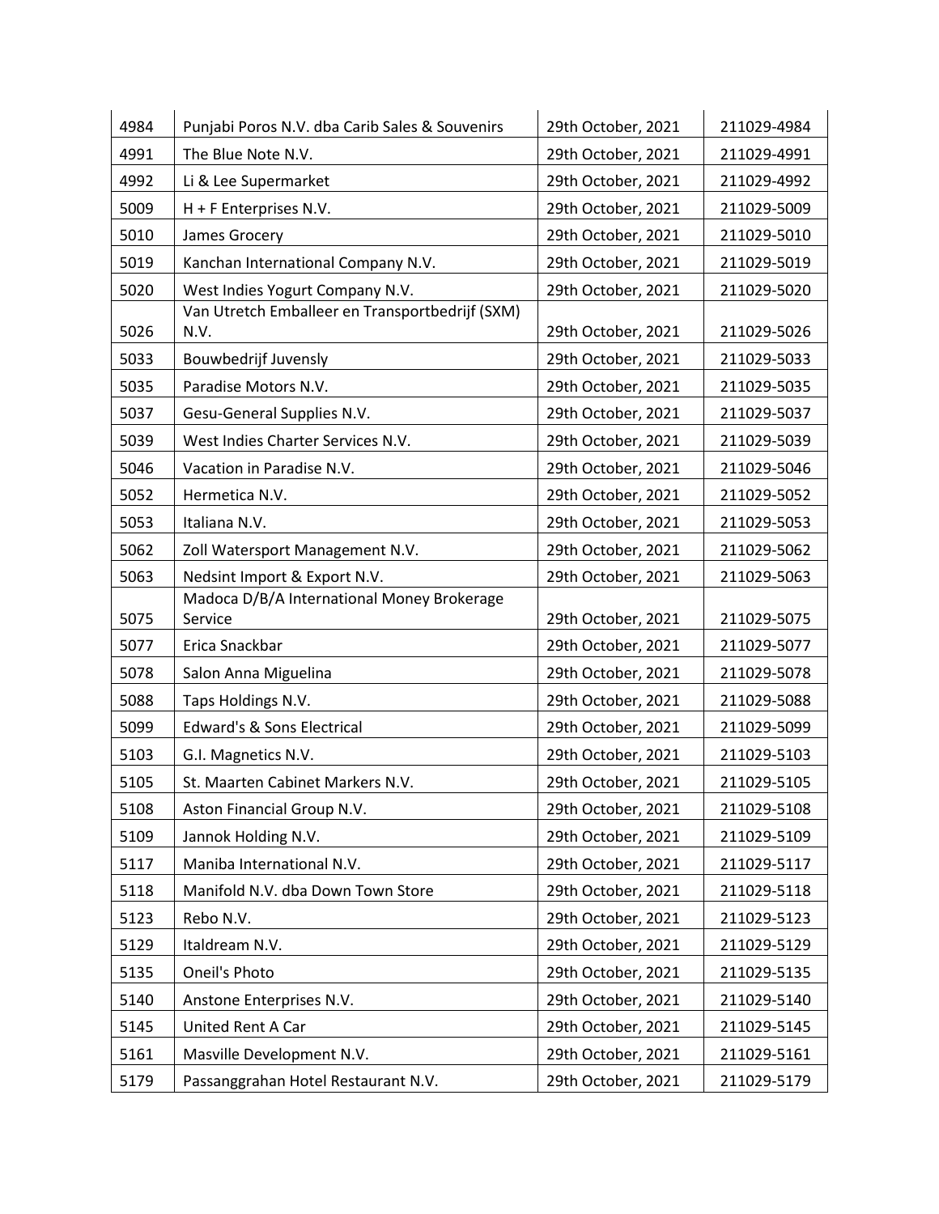| 4984 | Punjabi Poros N.V. dba Carib Sales & Souvenirs | 29th October, 2021 | 211029-4984 |
|---|---|---|---|
| 4991 | The Blue Note N.V. | 29th October, 2021 | 211029-4991 |
| 4992 | Li & Lee Supermarket | 29th October, 2021 | 211029-4992 |
| 5009 | H + F Enterprises N.V. | 29th October, 2021 | 211029-5009 |
| 5010 | James Grocery | 29th October, 2021 | 211029-5010 |
| 5019 | Kanchan International Company N.V. | 29th October, 2021 | 211029-5019 |
| 5020 | West Indies Yogurt Company N.V. | 29th October, 2021 | 211029-5020 |
| 5026 | Van Utretch Emballeer en Transportbedrijf (SXM) N.V. | 29th October, 2021 | 211029-5026 |
| 5033 | Bouwbedrijf Juvensly | 29th October, 2021 | 211029-5033 |
| 5035 | Paradise Motors N.V. | 29th October, 2021 | 211029-5035 |
| 5037 | Gesu-General Supplies N.V. | 29th October, 2021 | 211029-5037 |
| 5039 | West Indies Charter Services N.V. | 29th October, 2021 | 211029-5039 |
| 5046 | Vacation in Paradise N.V. | 29th October, 2021 | 211029-5046 |
| 5052 | Hermetica N.V. | 29th October, 2021 | 211029-5052 |
| 5053 | Italiana N.V. | 29th October, 2021 | 211029-5053 |
| 5062 | Zoll Watersport Management N.V. | 29th October, 2021 | 211029-5062 |
| 5063 | Nedsint Import & Export N.V. | 29th October, 2021 | 211029-5063 |
| 5075 | Madoca D/B/A International Money Brokerage Service | 29th October, 2021 | 211029-5075 |
| 5077 | Erica Snackbar | 29th October, 2021 | 211029-5077 |
| 5078 | Salon Anna Miguelina | 29th October, 2021 | 211029-5078 |
| 5088 | Taps Holdings N.V. | 29th October, 2021 | 211029-5088 |
| 5099 | Edward's & Sons Electrical | 29th October, 2021 | 211029-5099 |
| 5103 | G.I. Magnetics N.V. | 29th October, 2021 | 211029-5103 |
| 5105 | St. Maarten Cabinet Markers N.V. | 29th October, 2021 | 211029-5105 |
| 5108 | Aston Financial Group N.V. | 29th October, 2021 | 211029-5108 |
| 5109 | Jannok Holding N.V. | 29th October, 2021 | 211029-5109 |
| 5117 | Maniba International N.V. | 29th October, 2021 | 211029-5117 |
| 5118 | Manifold N.V. dba Down Town Store | 29th October, 2021 | 211029-5118 |
| 5123 | Rebo N.V. | 29th October, 2021 | 211029-5123 |
| 5129 | Italdream N.V. | 29th October, 2021 | 211029-5129 |
| 5135 | Oneil's Photo | 29th October, 2021 | 211029-5135 |
| 5140 | Anstone Enterprises N.V. | 29th October, 2021 | 211029-5140 |
| 5145 | United Rent A Car | 29th October, 2021 | 211029-5145 |
| 5161 | Masville Development N.V. | 29th October, 2021 | 211029-5161 |
| 5179 | Passanggrahan Hotel Restaurant N.V. | 29th October, 2021 | 211029-5179 |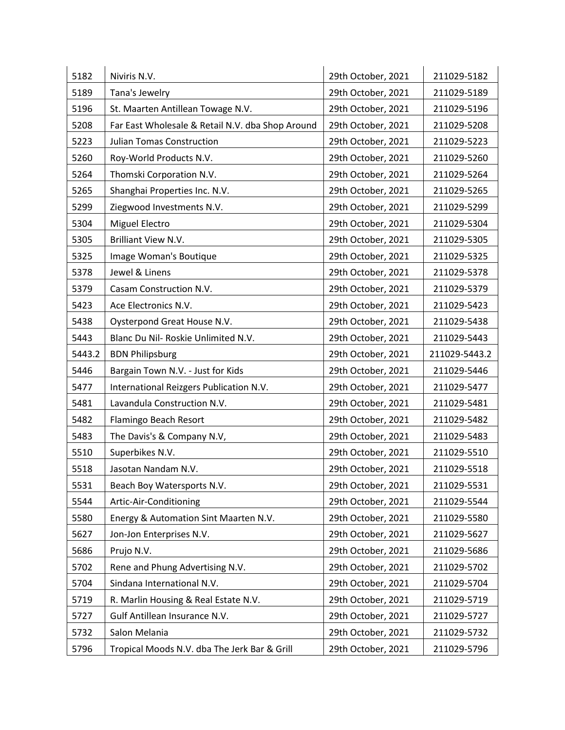| 5182 | Niviris N.V. | 29th October, 2021 | 211029-5182 |
|---|---|---|---|
| 5189 | Tana's Jewelry | 29th October, 2021 | 211029-5189 |
| 5196 | St. Maarten Antillean Towage N.V. | 29th October, 2021 | 211029-5196 |
| 5208 | Far East Wholesale & Retail N.V. dba Shop Around | 29th October, 2021 | 211029-5208 |
| 5223 | Julian Tomas Construction | 29th October, 2021 | 211029-5223 |
| 5260 | Roy-World Products N.V. | 29th October, 2021 | 211029-5260 |
| 5264 | Thomski Corporation N.V. | 29th October, 2021 | 211029-5264 |
| 5265 | Shanghai Properties Inc. N.V. | 29th October, 2021 | 211029-5265 |
| 5299 | Ziegwood Investments N.V. | 29th October, 2021 | 211029-5299 |
| 5304 | Miguel Electro | 29th October, 2021 | 211029-5304 |
| 5305 | Brilliant View N.V. | 29th October, 2021 | 211029-5305 |
| 5325 | Image Woman's Boutique | 29th October, 2021 | 211029-5325 |
| 5378 | Jewel & Linens | 29th October, 2021 | 211029-5378 |
| 5379 | Casam Construction N.V. | 29th October, 2021 | 211029-5379 |
| 5423 | Ace Electronics N.V. | 29th October, 2021 | 211029-5423 |
| 5438 | Oysterpond Great House N.V. | 29th October, 2021 | 211029-5438 |
| 5443 | Blanc Du Nil- Roskie Unlimited N.V. | 29th October, 2021 | 211029-5443 |
| 5443.2 | BDN Philipsburg | 29th October, 2021 | 211029-5443.2 |
| 5446 | Bargain Town N.V. - Just for Kids | 29th October, 2021 | 211029-5446 |
| 5477 | International Reizgers Publication N.V. | 29th October, 2021 | 211029-5477 |
| 5481 | Lavandula Construction N.V. | 29th October, 2021 | 211029-5481 |
| 5482 | Flamingo Beach Resort | 29th October, 2021 | 211029-5482 |
| 5483 | The Davis's & Company N.V, | 29th October, 2021 | 211029-5483 |
| 5510 | Superbikes N.V. | 29th October, 2021 | 211029-5510 |
| 5518 | Jasotan Nandam N.V. | 29th October, 2021 | 211029-5518 |
| 5531 | Beach Boy Watersports N.V. | 29th October, 2021 | 211029-5531 |
| 5544 | Artic-Air-Conditioning | 29th October, 2021 | 211029-5544 |
| 5580 | Energy & Automation Sint Maarten N.V. | 29th October, 2021 | 211029-5580 |
| 5627 | Jon-Jon Enterprises N.V. | 29th October, 2021 | 211029-5627 |
| 5686 | Prujo N.V. | 29th October, 2021 | 211029-5686 |
| 5702 | Rene and Phung Advertising N.V. | 29th October, 2021 | 211029-5702 |
| 5704 | Sindana International N.V. | 29th October, 2021 | 211029-5704 |
| 5719 | R. Marlin Housing & Real Estate N.V. | 29th October, 2021 | 211029-5719 |
| 5727 | Gulf Antillean Insurance N.V. | 29th October, 2021 | 211029-5727 |
| 5732 | Salon Melania | 29th October, 2021 | 211029-5732 |
| 5796 | Tropical Moods N.V. dba The Jerk Bar & Grill | 29th October, 2021 | 211029-5796 |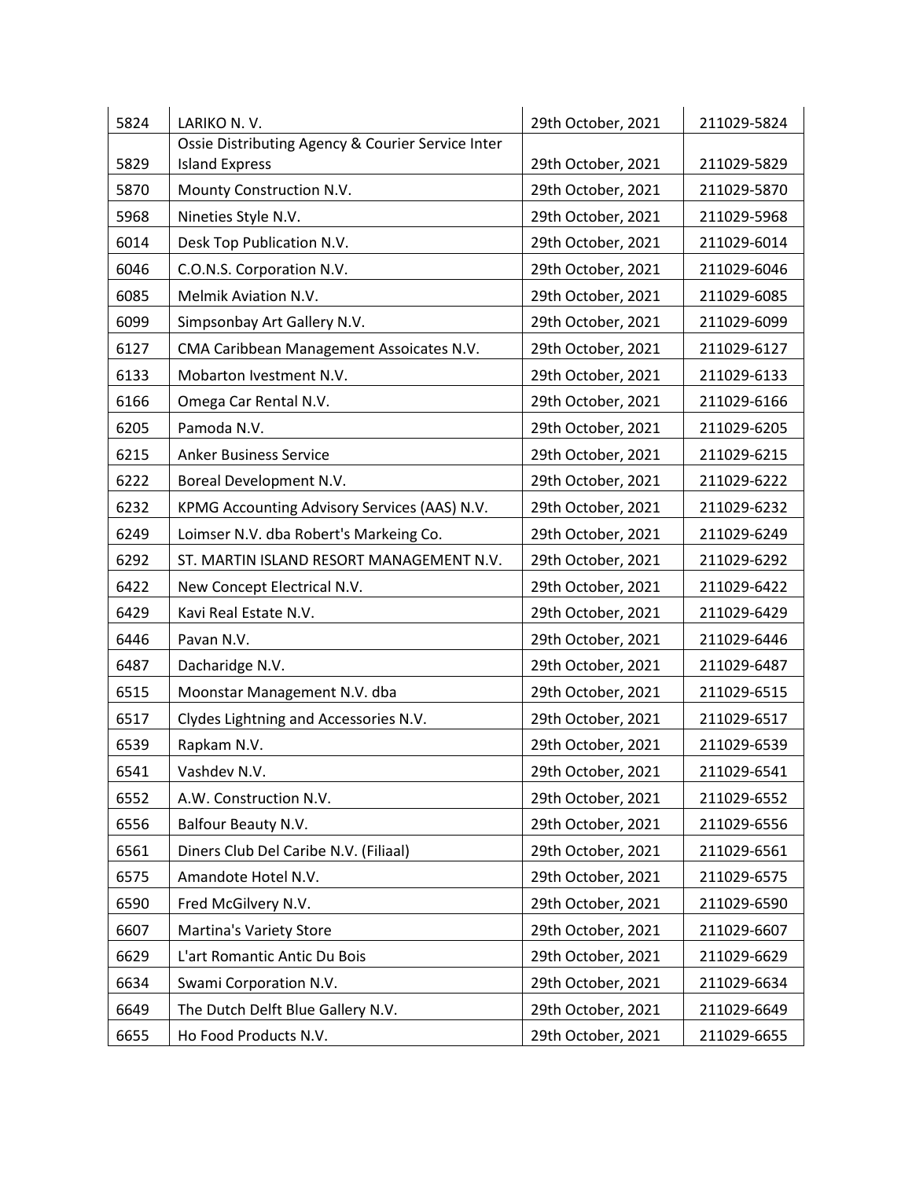| 5824 | LARIKO N. V. | 29th October, 2021 | 211029-5824 |
|---|---|---|---|
| 5829 | Ossie Distributing Agency & Courier Service Inter Island Express | 29th October, 2021 | 211029-5829 |
| 5870 | Mounty Construction N.V. | 29th October, 2021 | 211029-5870 |
| 5968 | Nineties Style N.V. | 29th October, 2021 | 211029-5968 |
| 6014 | Desk Top Publication N.V. | 29th October, 2021 | 211029-6014 |
| 6046 | C.O.N.S. Corporation N.V. | 29th October, 2021 | 211029-6046 |
| 6085 | Melmik Aviation N.V. | 29th October, 2021 | 211029-6085 |
| 6099 | Simpsonbay Art Gallery N.V. | 29th October, 2021 | 211029-6099 |
| 6127 | CMA Caribbean Management Assoicates N.V. | 29th October, 2021 | 211029-6127 |
| 6133 | Mobarton Ivestment N.V. | 29th October, 2021 | 211029-6133 |
| 6166 | Omega Car Rental N.V. | 29th October, 2021 | 211029-6166 |
| 6205 | Pamoda N.V. | 29th October, 2021 | 211029-6205 |
| 6215 | Anker Business Service | 29th October, 2021 | 211029-6215 |
| 6222 | Boreal Development N.V. | 29th October, 2021 | 211029-6222 |
| 6232 | KPMG Accounting Advisory Services (AAS) N.V. | 29th October, 2021 | 211029-6232 |
| 6249 | Loimser N.V. dba Robert's Markeing Co. | 29th October, 2021 | 211029-6249 |
| 6292 | ST. MARTIN ISLAND RESORT MANAGEMENT N.V. | 29th October, 2021 | 211029-6292 |
| 6422 | New Concept Electrical N.V. | 29th October, 2021 | 211029-6422 |
| 6429 | Kavi Real Estate N.V. | 29th October, 2021 | 211029-6429 |
| 6446 | Pavan N.V. | 29th October, 2021 | 211029-6446 |
| 6487 | Dacharidge N.V. | 29th October, 2021 | 211029-6487 |
| 6515 | Moonstar Management N.V. dba | 29th October, 2021 | 211029-6515 |
| 6517 | Clydes Lightning and Accessories N.V. | 29th October, 2021 | 211029-6517 |
| 6539 | Rapkam N.V. | 29th October, 2021 | 211029-6539 |
| 6541 | Vashdev N.V. | 29th October, 2021 | 211029-6541 |
| 6552 | A.W. Construction N.V. | 29th October, 2021 | 211029-6552 |
| 6556 | Balfour Beauty N.V. | 29th October, 2021 | 211029-6556 |
| 6561 | Diners Club Del Caribe N.V. (Filiaal) | 29th October, 2021 | 211029-6561 |
| 6575 | Amandote Hotel N.V. | 29th October, 2021 | 211029-6575 |
| 6590 | Fred McGilvery N.V. | 29th October, 2021 | 211029-6590 |
| 6607 | Martina's Variety Store | 29th October, 2021 | 211029-6607 |
| 6629 | L'art Romantic Antic Du Bois | 29th October, 2021 | 211029-6629 |
| 6634 | Swami Corporation N.V. | 29th October, 2021 | 211029-6634 |
| 6649 | The Dutch Delft Blue Gallery N.V. | 29th October, 2021 | 211029-6649 |
| 6655 | Ho Food Products N.V. | 29th October, 2021 | 211029-6655 |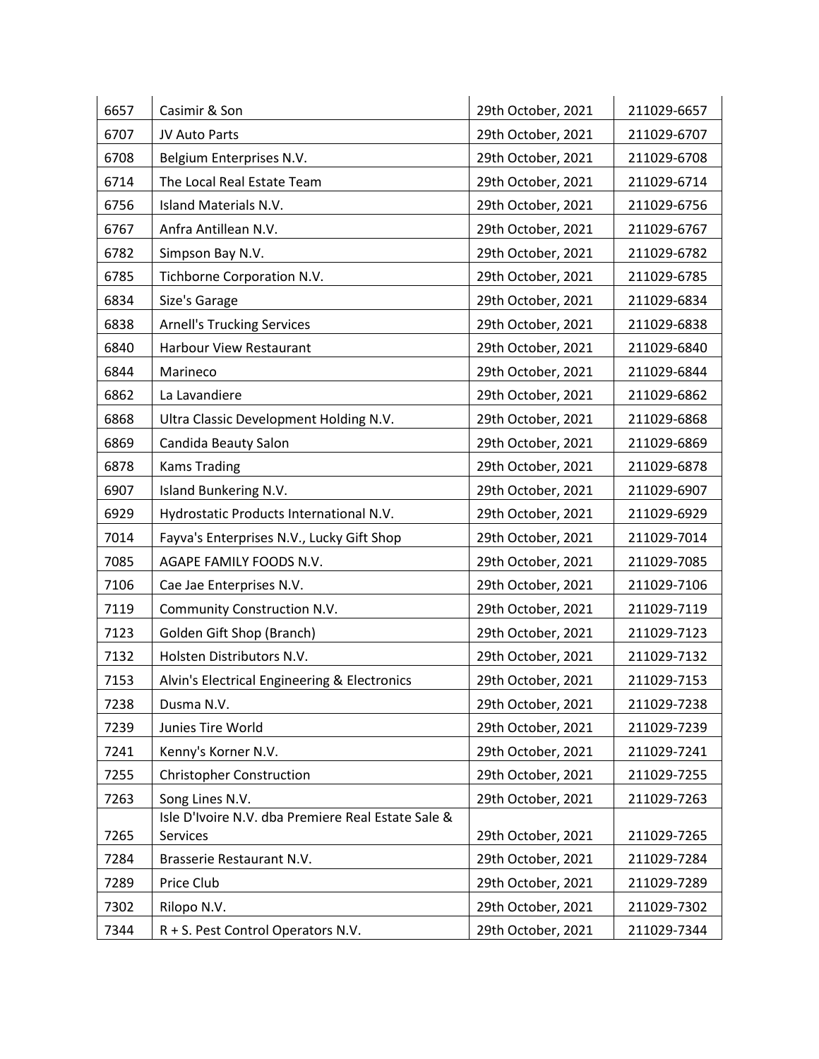| | | | |
|---|---|---|---|
| 6657 | Casimir & Son | 29th October, 2021 | 211029-6657 |
| 6707 | JV Auto Parts | 29th October, 2021 | 211029-6707 |
| 6708 | Belgium Enterprises N.V. | 29th October, 2021 | 211029-6708 |
| 6714 | The Local Real Estate Team | 29th October, 2021 | 211029-6714 |
| 6756 | Island Materials N.V. | 29th October, 2021 | 211029-6756 |
| 6767 | Anfra Antillean N.V. | 29th October, 2021 | 211029-6767 |
| 6782 | Simpson Bay N.V. | 29th October, 2021 | 211029-6782 |
| 6785 | Tichborne Corporation N.V. | 29th October, 2021 | 211029-6785 |
| 6834 | Size's Garage | 29th October, 2021 | 211029-6834 |
| 6838 | Arnell's Trucking Services | 29th October, 2021 | 211029-6838 |
| 6840 | Harbour View Restaurant | 29th October, 2021 | 211029-6840 |
| 6844 | Marineco | 29th October, 2021 | 211029-6844 |
| 6862 | La Lavandiere | 29th October, 2021 | 211029-6862 |
| 6868 | Ultra Classic Development Holding N.V. | 29th October, 2021 | 211029-6868 |
| 6869 | Candida Beauty Salon | 29th October, 2021 | 211029-6869 |
| 6878 | Kams Trading | 29th October, 2021 | 211029-6878 |
| 6907 | Island Bunkering N.V. | 29th October, 2021 | 211029-6907 |
| 6929 | Hydrostatic Products International N.V. | 29th October, 2021 | 211029-6929 |
| 7014 | Fayva's Enterprises N.V., Lucky Gift Shop | 29th October, 2021 | 211029-7014 |
| 7085 | AGAPE FAMILY FOODS N.V. | 29th October, 2021 | 211029-7085 |
| 7106 | Cae Jae Enterprises N.V. | 29th October, 2021 | 211029-7106 |
| 7119 | Community Construction N.V. | 29th October, 2021 | 211029-7119 |
| 7123 | Golden Gift Shop (Branch) | 29th October, 2021 | 211029-7123 |
| 7132 | Holsten Distributors N.V. | 29th October, 2021 | 211029-7132 |
| 7153 | Alvin's Electrical Engineering & Electronics | 29th October, 2021 | 211029-7153 |
| 7238 | Dusma N.V. | 29th October, 2021 | 211029-7238 |
| 7239 | Junies Tire World | 29th October, 2021 | 211029-7239 |
| 7241 | Kenny's Korner N.V. | 29th October, 2021 | 211029-7241 |
| 7255 | Christopher Construction | 29th October, 2021 | 211029-7255 |
| 7263 | Song Lines N.V. | 29th October, 2021 | 211029-7263 |
| 7265 | Isle D'Ivoire N.V. dba Premiere Real Estate Sale & Services | 29th October, 2021 | 211029-7265 |
| 7284 | Brasserie Restaurant N.V. | 29th October, 2021 | 211029-7284 |
| 7289 | Price Club | 29th October, 2021 | 211029-7289 |
| 7302 | Rilopo N.V. | 29th October, 2021 | 211029-7302 |
| 7344 | R + S. Pest Control Operators N.V. | 29th October, 2021 | 211029-7344 |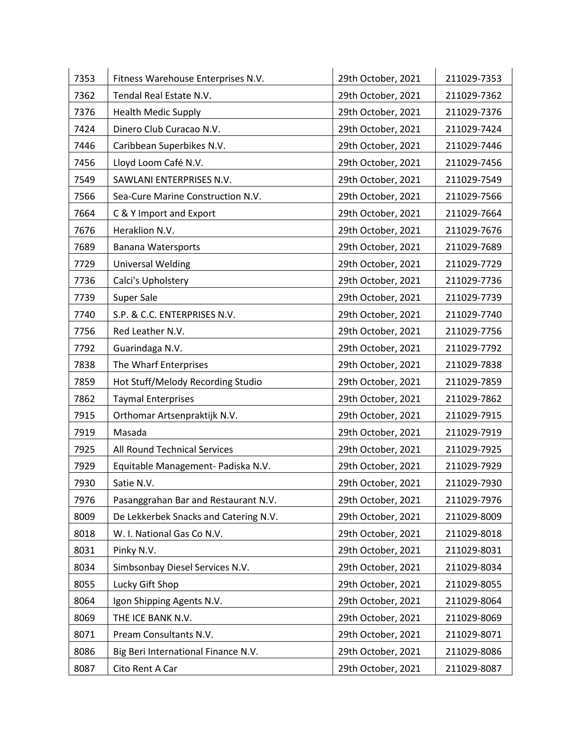| 7353 | Fitness Warehouse Enterprises N.V. | 29th October, 2021 | 211029-7353 |
|---|---|---|---|
| 7362 | Tendal Real Estate N.V. | 29th October, 2021 | 211029-7362 |
| 7376 | Health Medic Supply | 29th October, 2021 | 211029-7376 |
| 7424 | Dinero Club Curacao N.V. | 29th October, 2021 | 211029-7424 |
| 7446 | Caribbean Superbikes N.V. | 29th October, 2021 | 211029-7446 |
| 7456 | Lloyd Loom Café N.V. | 29th October, 2021 | 211029-7456 |
| 7549 | SAWLANI ENTERPRISES N.V. | 29th October, 2021 | 211029-7549 |
| 7566 | Sea-Cure Marine Construction N.V. | 29th October, 2021 | 211029-7566 |
| 7664 | C & Y Import and Export | 29th October, 2021 | 211029-7664 |
| 7676 | Heraklion N.V. | 29th October, 2021 | 211029-7676 |
| 7689 | Banana Watersports | 29th October, 2021 | 211029-7689 |
| 7729 | Universal Welding | 29th October, 2021 | 211029-7729 |
| 7736 | Calci's Upholstery | 29th October, 2021 | 211029-7736 |
| 7739 | Super Sale | 29th October, 2021 | 211029-7739 |
| 7740 | S.P. & C.C. ENTERPRISES N.V. | 29th October, 2021 | 211029-7740 |
| 7756 | Red Leather N.V. | 29th October, 2021 | 211029-7756 |
| 7792 | Guarindaga N.V. | 29th October, 2021 | 211029-7792 |
| 7838 | The Wharf Enterprises | 29th October, 2021 | 211029-7838 |
| 7859 | Hot Stuff/Melody Recording Studio | 29th October, 2021 | 211029-7859 |
| 7862 | Taymal Enterprises | 29th October, 2021 | 211029-7862 |
| 7915 | Orthomar Artsenpraktijk N.V. | 29th October, 2021 | 211029-7915 |
| 7919 | Masada | 29th October, 2021 | 211029-7919 |
| 7925 | All Round Technical Services | 29th October, 2021 | 211029-7925 |
| 7929 | Equitable Management- Padiska N.V. | 29th October, 2021 | 211029-7929 |
| 7930 | Satie N.V. | 29th October, 2021 | 211029-7930 |
| 7976 | Pasanggrahan Bar and Restaurant N.V. | 29th October, 2021 | 211029-7976 |
| 8009 | De Lekkerbek Snacks and Catering N.V. | 29th October, 2021 | 211029-8009 |
| 8018 | W. I. National Gas Co N.V. | 29th October, 2021 | 211029-8018 |
| 8031 | Pinky N.V. | 29th October, 2021 | 211029-8031 |
| 8034 | Simbsonbay Diesel Services N.V. | 29th October, 2021 | 211029-8034 |
| 8055 | Lucky Gift Shop | 29th October, 2021 | 211029-8055 |
| 8064 | Igon Shipping Agents N.V. | 29th October, 2021 | 211029-8064 |
| 8069 | THE ICE BANK N.V. | 29th October, 2021 | 211029-8069 |
| 8071 | Pream Consultants N.V. | 29th October, 2021 | 211029-8071 |
| 8086 | Big Beri International Finance N.V. | 29th October, 2021 | 211029-8086 |
| 8087 | Cito Rent A Car | 29th October, 2021 | 211029-8087 |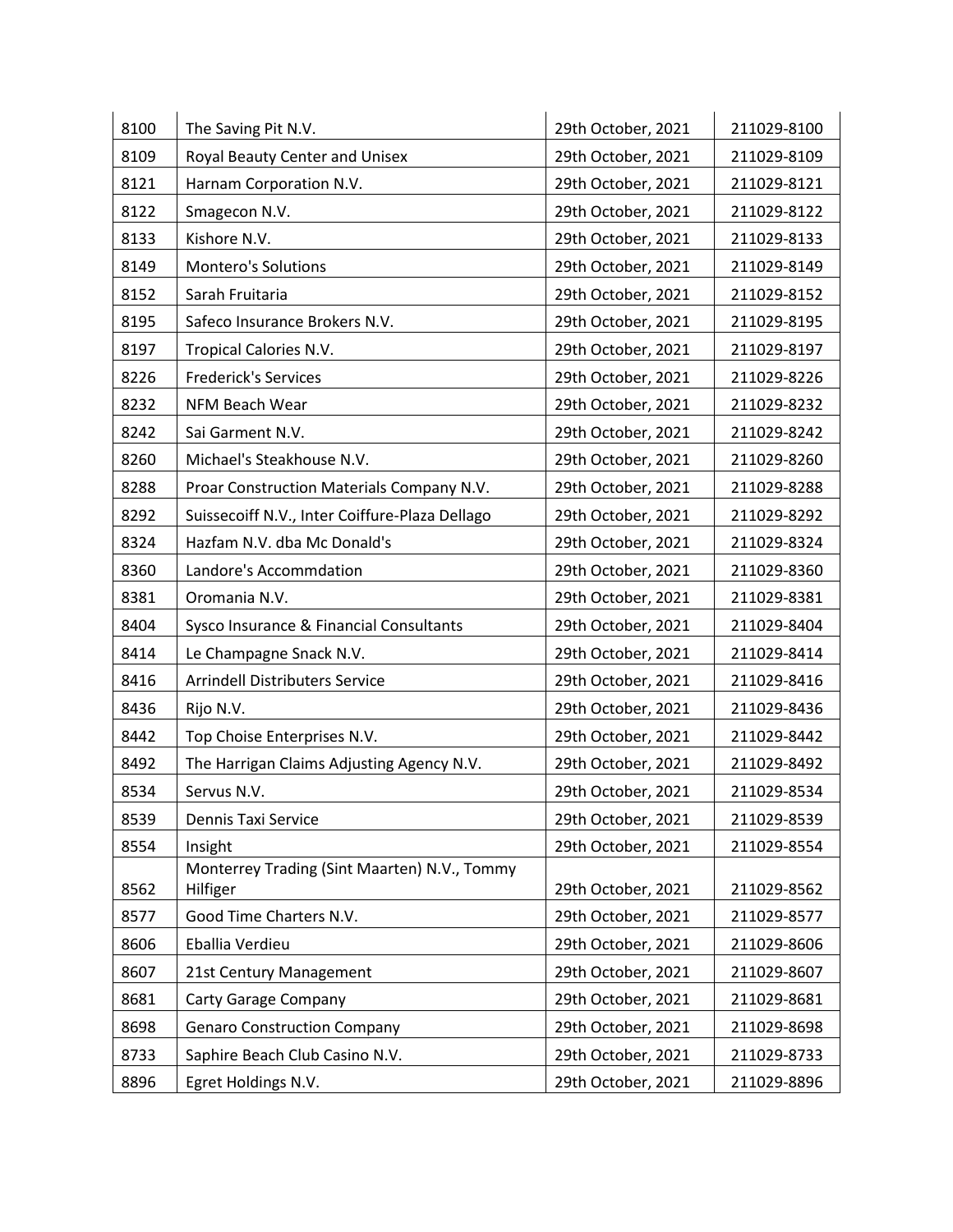| 8100 | The Saving Pit N.V. | 29th October, 2021 | 211029-8100 |
|---|---|---|---|
| 8109 | Royal Beauty Center and Unisex | 29th October, 2021 | 211029-8109 |
| 8121 | Harnam Corporation N.V. | 29th October, 2021 | 211029-8121 |
| 8122 | Smagecon N.V. | 29th October, 2021 | 211029-8122 |
| 8133 | Kishore N.V. | 29th October, 2021 | 211029-8133 |
| 8149 | Montero's Solutions | 29th October, 2021 | 211029-8149 |
| 8152 | Sarah Fruitaria | 29th October, 2021 | 211029-8152 |
| 8195 | Safeco Insurance Brokers N.V. | 29th October, 2021 | 211029-8195 |
| 8197 | Tropical Calories N.V. | 29th October, 2021 | 211029-8197 |
| 8226 | Frederick's Services | 29th October, 2021 | 211029-8226 |
| 8232 | NFM Beach Wear | 29th October, 2021 | 211029-8232 |
| 8242 | Sai Garment N.V. | 29th October, 2021 | 211029-8242 |
| 8260 | Michael's Steakhouse N.V. | 29th October, 2021 | 211029-8260 |
| 8288 | Proar Construction Materials Company N.V. | 29th October, 2021 | 211029-8288 |
| 8292 | Suissecoiff N.V., Inter Coiffure-Plaza Dellago | 29th October, 2021 | 211029-8292 |
| 8324 | Hazfam N.V. dba Mc Donald's | 29th October, 2021 | 211029-8324 |
| 8360 | Landore's Accommdation | 29th October, 2021 | 211029-8360 |
| 8381 | Oromania N.V. | 29th October, 2021 | 211029-8381 |
| 8404 | Sysco Insurance & Financial Consultants | 29th October, 2021 | 211029-8404 |
| 8414 | Le Champagne Snack N.V. | 29th October, 2021 | 211029-8414 |
| 8416 | Arrindell Distributers Service | 29th October, 2021 | 211029-8416 |
| 8436 | Rijo N.V. | 29th October, 2021 | 211029-8436 |
| 8442 | Top Choise Enterprises N.V. | 29th October, 2021 | 211029-8442 |
| 8492 | The Harrigan Claims Adjusting Agency N.V. | 29th October, 2021 | 211029-8492 |
| 8534 | Servus N.V. | 29th October, 2021 | 211029-8534 |
| 8539 | Dennis Taxi Service | 29th October, 2021 | 211029-8539 |
| 8554 | Insight | 29th October, 2021 | 211029-8554 |
| 8562 | Monterrey Trading (Sint Maarten) N.V., Tommy Hilfiger | 29th October, 2021 | 211029-8562 |
| 8577 | Good Time Charters N.V. | 29th October, 2021 | 211029-8577 |
| 8606 | Eballia Verdieu | 29th October, 2021 | 211029-8606 |
| 8607 | 21st Century Management | 29th October, 2021 | 211029-8607 |
| 8681 | Carty Garage Company | 29th October, 2021 | 211029-8681 |
| 8698 | Genaro Construction Company | 29th October, 2021 | 211029-8698 |
| 8733 | Saphire Beach Club Casino N.V. | 29th October, 2021 | 211029-8733 |
| 8896 | Egret Holdings N.V. | 29th October, 2021 | 211029-8896 |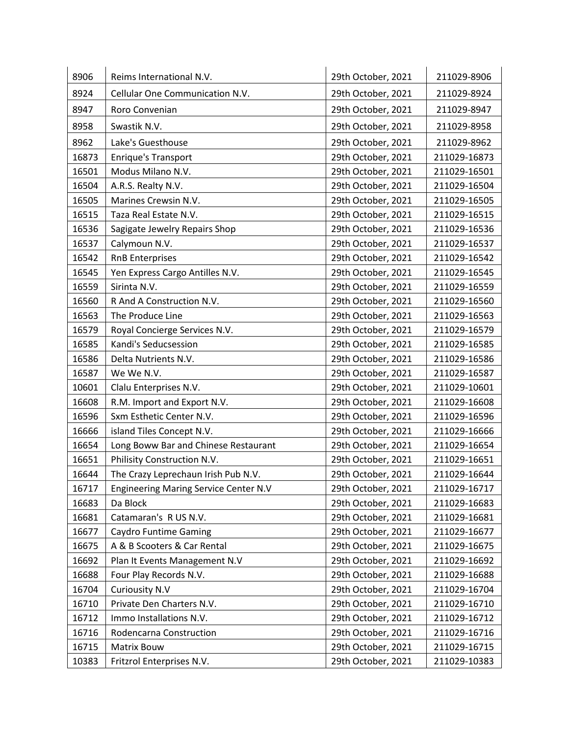| 8906 | Reims International N.V. | 29th October, 2021 | 211029-8906 |
|---|---|---|---|
| 8924 | Cellular One Communication N.V. | 29th October, 2021 | 211029-8924 |
| 8947 | Roro Convenian | 29th October, 2021 | 211029-8947 |
| 8958 | Swastik N.V. | 29th October, 2021 | 211029-8958 |
| 8962 | Lake's Guesthouse | 29th October, 2021 | 211029-8962 |
| 16873 | Enrique's Transport | 29th October, 2021 | 211029-16873 |
| 16501 | Modus Milano N.V. | 29th October, 2021 | 211029-16501 |
| 16504 | A.R.S. Realty N.V. | 29th October, 2021 | 211029-16504 |
| 16505 | Marines Crewsin N.V. | 29th October, 2021 | 211029-16505 |
| 16515 | Taza Real Estate N.V. | 29th October, 2021 | 211029-16515 |
| 16536 | Sagigate Jewelry Repairs Shop | 29th October, 2021 | 211029-16536 |
| 16537 | Calymoun N.V. | 29th October, 2021 | 211029-16537 |
| 16542 | RnB Enterprises | 29th October, 2021 | 211029-16542 |
| 16545 | Yen Express Cargo Antilles N.V. | 29th October, 2021 | 211029-16545 |
| 16559 | Sirinta N.V. | 29th October, 2021 | 211029-16559 |
| 16560 | R And A Construction N.V. | 29th October, 2021 | 211029-16560 |
| 16563 | The Produce Line | 29th October, 2021 | 211029-16563 |
| 16579 | Royal Concierge Services N.V. | 29th October, 2021 | 211029-16579 |
| 16585 | Kandi's Seducsession | 29th October, 2021 | 211029-16585 |
| 16586 | Delta Nutrients N.V. | 29th October, 2021 | 211029-16586 |
| 16587 | We We N.V. | 29th October, 2021 | 211029-16587 |
| 10601 | Clalu Enterprises N.V. | 29th October, 2021 | 211029-10601 |
| 16608 | R.M. Import and Export N.V. | 29th October, 2021 | 211029-16608 |
| 16596 | Sxm Esthetic Center N.V. | 29th October, 2021 | 211029-16596 |
| 16666 | island Tiles Concept N.V. | 29th October, 2021 | 211029-16666 |
| 16654 | Long Boww Bar and Chinese Restaurant | 29th October, 2021 | 211029-16654 |
| 16651 | Philisity Construction N.V. | 29th October, 2021 | 211029-16651 |
| 16644 | The Crazy Leprechaun Irish Pub N.V. | 29th October, 2021 | 211029-16644 |
| 16717 | Engineering Maring Service Center N.V | 29th October, 2021 | 211029-16717 |
| 16683 | Da Block | 29th October, 2021 | 211029-16683 |
| 16681 | Catamaran's R US N.V. | 29th October, 2021 | 211029-16681 |
| 16677 | Caydro Funtime Gaming | 29th October, 2021 | 211029-16677 |
| 16675 | A & B Scooters & Car Rental | 29th October, 2021 | 211029-16675 |
| 16692 | Plan It Events Management N.V | 29th October, 2021 | 211029-16692 |
| 16688 | Four Play Records N.V. | 29th October, 2021 | 211029-16688 |
| 16704 | Curiousity N.V | 29th October, 2021 | 211029-16704 |
| 16710 | Private Den Charters N.V. | 29th October, 2021 | 211029-16710 |
| 16712 | Immo Installations N.V. | 29th October, 2021 | 211029-16712 |
| 16716 | Rodencarna Construction | 29th October, 2021 | 211029-16716 |
| 16715 | Matrix Bouw | 29th October, 2021 | 211029-16715 |
| 10383 | Fritzrol Enterprises N.V. | 29th October, 2021 | 211029-10383 |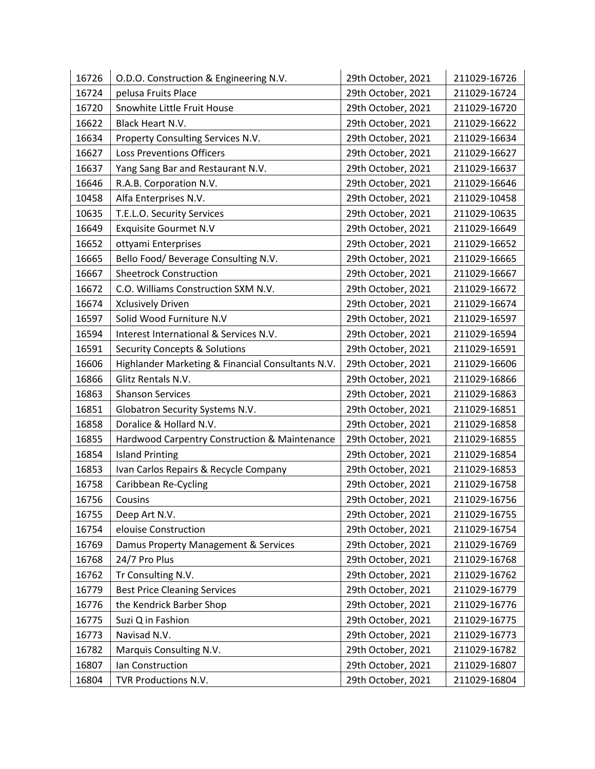| | | | |
|---|---|---|---|
| 16726 | O.D.O. Construction & Engineering N.V. | 29th October, 2021 | 211029-16726 |
| 16724 | pelusa Fruits Place | 29th October, 2021 | 211029-16724 |
| 16720 | Snowhite Little Fruit House | 29th October, 2021 | 211029-16720 |
| 16622 | Black Heart N.V. | 29th October, 2021 | 211029-16622 |
| 16634 | Property Consulting Services N.V. | 29th October, 2021 | 211029-16634 |
| 16627 | Loss Preventions Officers | 29th October, 2021 | 211029-16627 |
| 16637 | Yang Sang Bar and Restaurant N.V. | 29th October, 2021 | 211029-16637 |
| 16646 | R.A.B. Corporation N.V. | 29th October, 2021 | 211029-16646 |
| 10458 | Alfa Enterprises N.V. | 29th October, 2021 | 211029-10458 |
| 10635 | T.E.L.O. Security Services | 29th October, 2021 | 211029-10635 |
| 16649 | Exquisite Gourmet N.V | 29th October, 2021 | 211029-16649 |
| 16652 | ottyami Enterprises | 29th October, 2021 | 211029-16652 |
| 16665 | Bello Food/ Beverage Consulting N.V. | 29th October, 2021 | 211029-16665 |
| 16667 | Sheetrock Construction | 29th October, 2021 | 211029-16667 |
| 16672 | C.O. Williams Construction SXM N.V. | 29th October, 2021 | 211029-16672 |
| 16674 | Xclusively Driven | 29th October, 2021 | 211029-16674 |
| 16597 | Solid Wood Furniture N.V | 29th October, 2021 | 211029-16597 |
| 16594 | Interest International & Services N.V. | 29th October, 2021 | 211029-16594 |
| 16591 | Security Concepts & Solutions | 29th October, 2021 | 211029-16591 |
| 16606 | Highlander Marketing & Financial Consultants N.V. | 29th October, 2021 | 211029-16606 |
| 16866 | Glitz Rentals N.V. | 29th October, 2021 | 211029-16866 |
| 16863 | Shanson Services | 29th October, 2021 | 211029-16863 |
| 16851 | Globatron Security Systems N.V. | 29th October, 2021 | 211029-16851 |
| 16858 | Doralice & Hollard N.V. | 29th October, 2021 | 211029-16858 |
| 16855 | Hardwood Carpentry Construction & Maintenance | 29th October, 2021 | 211029-16855 |
| 16854 | Island Printing | 29th October, 2021 | 211029-16854 |
| 16853 | Ivan Carlos Repairs & Recycle Company | 29th October, 2021 | 211029-16853 |
| 16758 | Caribbean Re-Cycling | 29th October, 2021 | 211029-16758 |
| 16756 | Cousins | 29th October, 2021 | 211029-16756 |
| 16755 | Deep Art N.V. | 29th October, 2021 | 211029-16755 |
| 16754 | elouise Construction | 29th October, 2021 | 211029-16754 |
| 16769 | Damus Property Management & Services | 29th October, 2021 | 211029-16769 |
| 16768 | 24/7 Pro Plus | 29th October, 2021 | 211029-16768 |
| 16762 | Tr Consulting N.V. | 29th October, 2021 | 211029-16762 |
| 16779 | Best Price Cleaning Services | 29th October, 2021 | 211029-16779 |
| 16776 | the Kendrick Barber Shop | 29th October, 2021 | 211029-16776 |
| 16775 | Suzi Q in Fashion | 29th October, 2021 | 211029-16775 |
| 16773 | Navisad N.V. | 29th October, 2021 | 211029-16773 |
| 16782 | Marquis Consulting N.V. | 29th October, 2021 | 211029-16782 |
| 16807 | Ian Construction | 29th October, 2021 | 211029-16807 |
| 16804 | TVR Productions N.V. | 29th October, 2021 | 211029-16804 |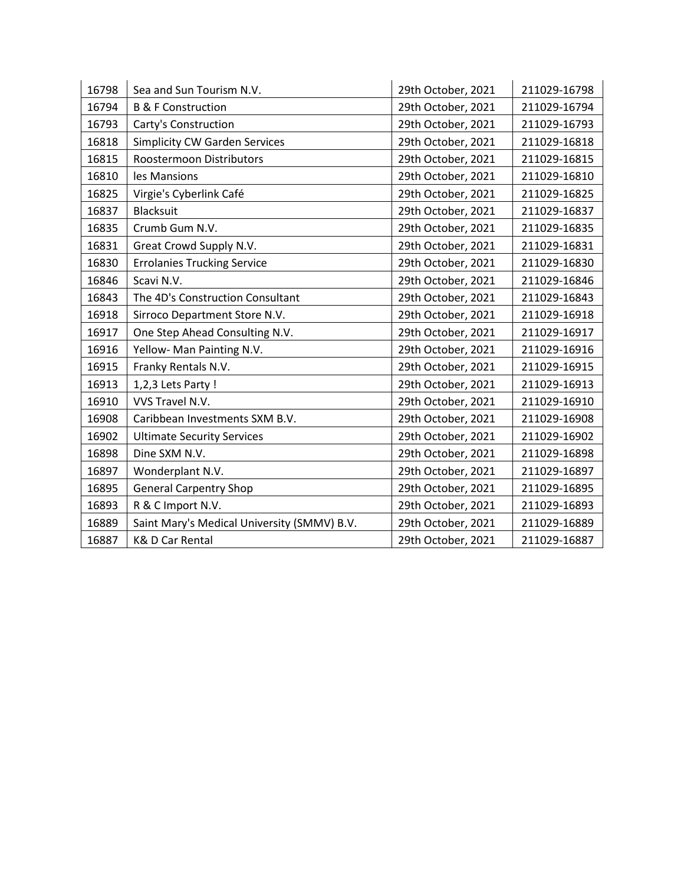| | | | |
|---|---|---|---|
| 16798 | Sea and Sun Tourism N.V. | 29th October, 2021 | 211029-16798 |
| 16794 | B & F Construction | 29th October, 2021 | 211029-16794 |
| 16793 | Carty's Construction | 29th October, 2021 | 211029-16793 |
| 16818 | Simplicity CW Garden Services | 29th October, 2021 | 211029-16818 |
| 16815 | Roostermoon Distributors | 29th October, 2021 | 211029-16815 |
| 16810 | les Mansions | 29th October, 2021 | 211029-16810 |
| 16825 | Virgie's Cyberlink Café | 29th October, 2021 | 211029-16825 |
| 16837 | Blacksuit | 29th October, 2021 | 211029-16837 |
| 16835 | Crumb Gum N.V. | 29th October, 2021 | 211029-16835 |
| 16831 | Great Crowd Supply N.V. | 29th October, 2021 | 211029-16831 |
| 16830 | Errolanies Trucking Service | 29th October, 2021 | 211029-16830 |
| 16846 | Scavi N.V. | 29th October, 2021 | 211029-16846 |
| 16843 | The 4D's Construction Consultant | 29th October, 2021 | 211029-16843 |
| 16918 | Sirroco Department Store N.V. | 29th October, 2021 | 211029-16918 |
| 16917 | One Step Ahead Consulting N.V. | 29th October, 2021 | 211029-16917 |
| 16916 | Yellow- Man Painting N.V. | 29th October, 2021 | 211029-16916 |
| 16915 | Franky Rentals N.V. | 29th October, 2021 | 211029-16915 |
| 16913 | 1,2,3 Lets Party ! | 29th October, 2021 | 211029-16913 |
| 16910 | VVS Travel N.V. | 29th October, 2021 | 211029-16910 |
| 16908 | Caribbean Investments SXM B.V. | 29th October, 2021 | 211029-16908 |
| 16902 | Ultimate Security Services | 29th October, 2021 | 211029-16902 |
| 16898 | Dine SXM N.V. | 29th October, 2021 | 211029-16898 |
| 16897 | Wonderplant N.V. | 29th October, 2021 | 211029-16897 |
| 16895 | General Carpentry Shop | 29th October, 2021 | 211029-16895 |
| 16893 | R & C Import N.V. | 29th October, 2021 | 211029-16893 |
| 16889 | Saint Mary's Medical University (SMMV) B.V. | 29th October, 2021 | 211029-16889 |
| 16887 | K& D Car Rental | 29th October, 2021 | 211029-16887 |